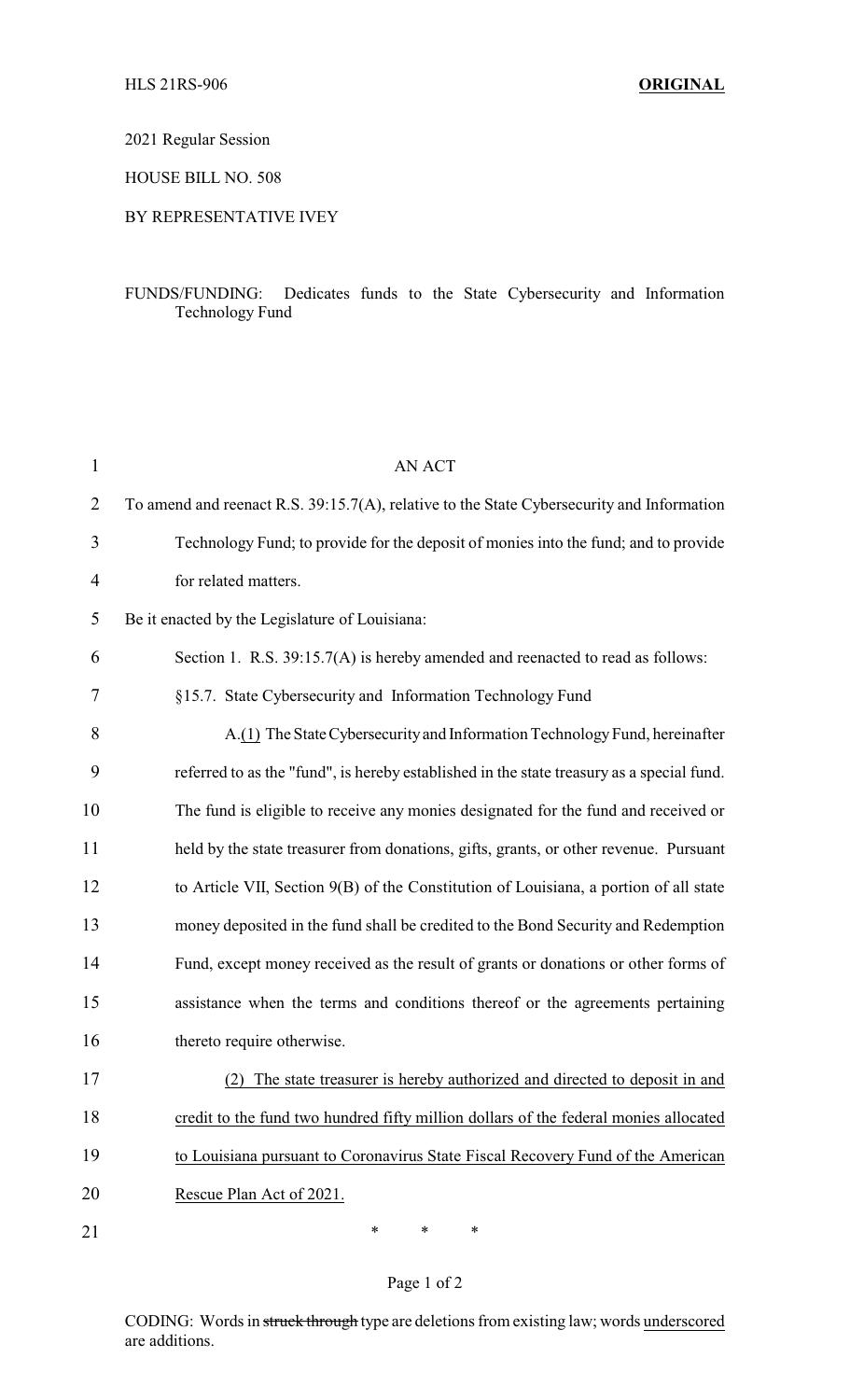HLS 21RS-906 **ORIGINAL**

2021 Regular Session

HOUSE BILL NO. 508

BY REPRESENTATIVE IVEY

FUNDS/FUNDING: Dedicates funds to the State Cybersecurity and Information Technology Fund

AN ACT

To amend and reenact R.S. 39:15.7(A), relative to the State Cybersecurity and Information Technology Fund; to provide for the deposit of monies into the fund; and to provide for related matters.

Be it enacted by the Legislature of Louisiana:

Section 1. R.S. 39:15.7(A) is hereby amended and reenacted to read as follows:

§15.7. State Cybersecurity and Information Technology Fund

A.(1) The State Cybersecurity and Information Technology Fund, hereinafter referred to as the "fund", is hereby established in the state treasury as a special fund. The fund is eligible to receive any monies designated for the fund and received or held by the state treasurer from donations, gifts, grants, or other revenue. Pursuant to Article VII, Section 9(B) of the Constitution of Louisiana, a portion of all state money deposited in the fund shall be credited to the Bond Security and Redemption Fund, except money received as the result of grants or donations or other forms of assistance when the terms and conditions thereof or the agreements pertaining thereto require otherwise.

(2) The state treasurer is hereby authorized and directed to deposit in and credit to the fund two hundred fifty million dollars of the federal monies allocated to Louisiana pursuant to Coronavirus State Fiscal Recovery Fund of the American Rescue Plan Act of 2021.

\* \* \*

CODING: Words in ~~struck through~~ type are deletions from existing law; words underscored are additions.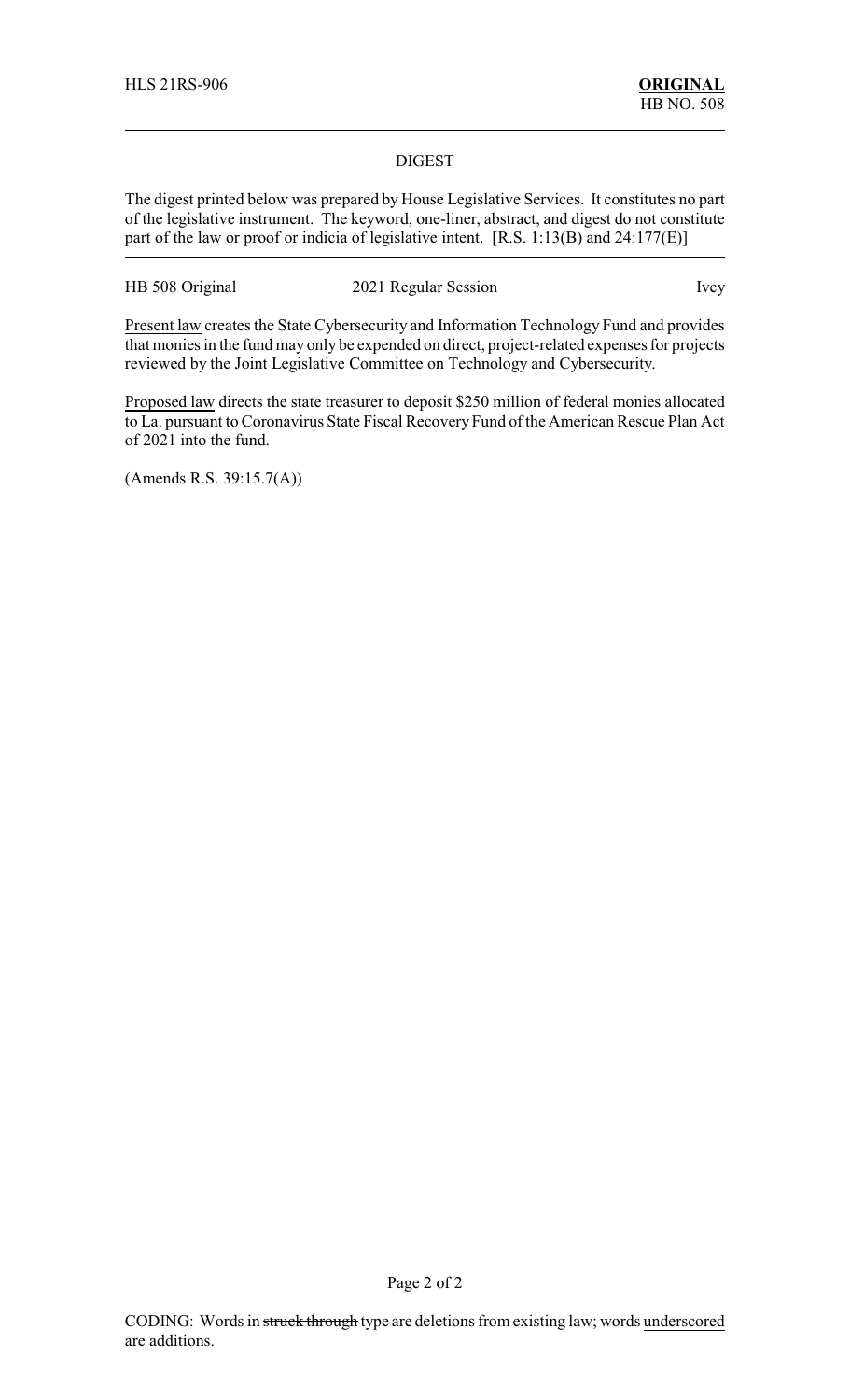HLS 21RS-906 **ORIGINAL**
HB NO. 508

## DIGEST

The digest printed below was prepared by House Legislative Services. It constitutes no part of the legislative instrument. The keyword, one-liner, abstract, and digest do not constitute part of the law or proof or indicia of legislative intent. [R.S. 1:13(B) and 24:177(E)]

HB 508 Original 2021 Regular Session Ivey

Present law creates the State Cybersecurity and Information Technology Fund and provides that monies in the fund may only be expended on direct, project-related expenses for projects reviewed by the Joint Legislative Committee on Technology and Cybersecurity.

Proposed law directs the state treasurer to deposit $250 million of federal monies allocated to La. pursuant to Coronavirus State Fiscal Recovery Fund of the American Rescue Plan Act of 2021 into the fund.

(Amends R.S. 39:15.7(A))

CODING: Words in ~~struck through~~ type are deletions from existing law; words underscored are additions.